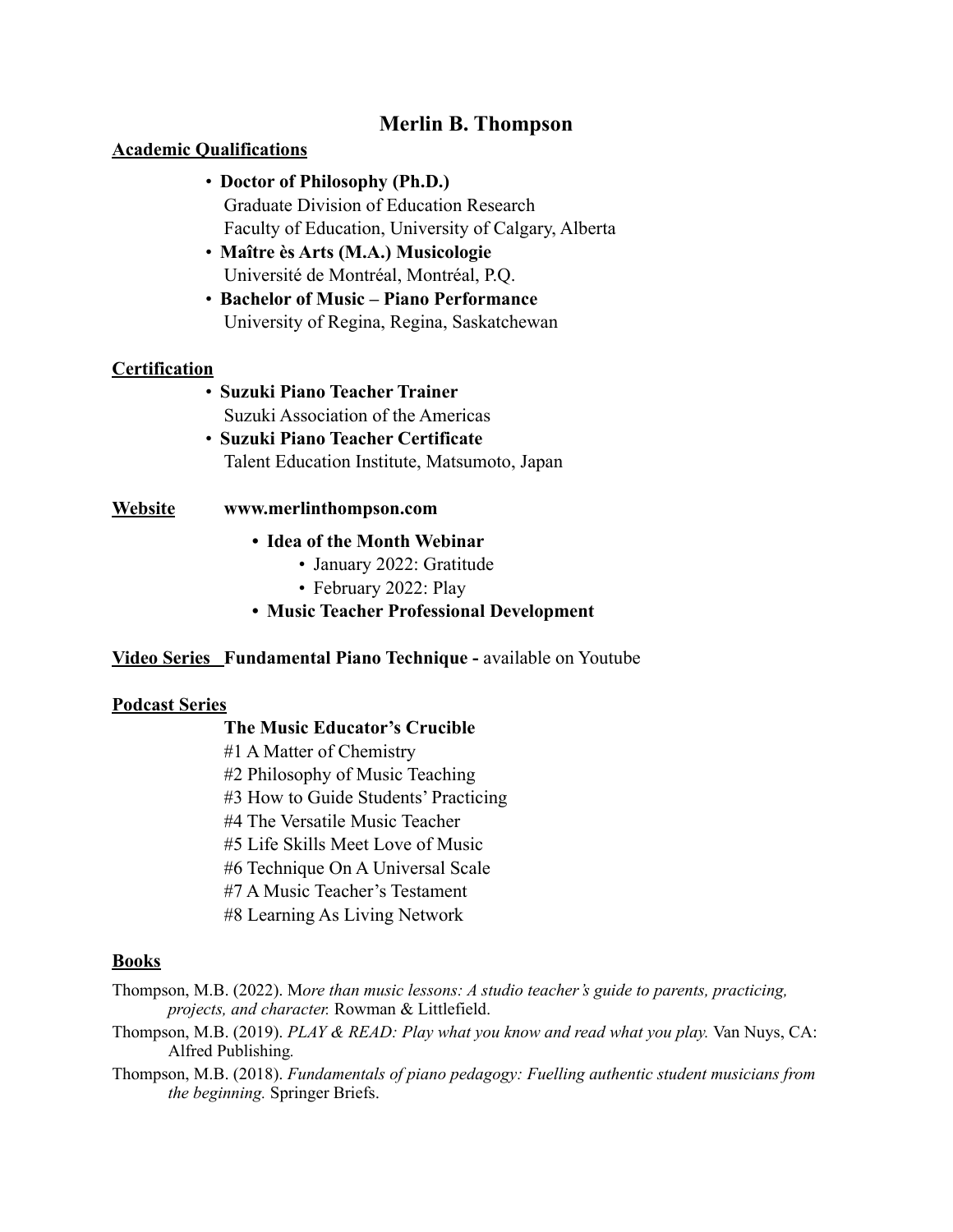# Merlin B. Thompson

## Academic Qualifications

- **Doctor of Philosophy (Ph.D.)**
  Graduate Division of Education Research
  Faculty of Education, University of Calgary, Alberta
- **Maître ès Arts (M.A.) Musicologie**
  Université de Montréal, Montréal, P.Q.
- **Bachelor of Music – Piano Performance**
  University of Regina, Regina, Saskatchewan

## Certification

- **Suzuki Piano Teacher Trainer**
  Suzuki Association of the Americas
- **Suzuki Piano Teacher Certificate**
  Talent Education Institute, Matsumoto, Japan

## Website

**www.merlinthompson.com**

- **Idea of the Month Webinar**
  - January 2022: Gratitude
  - February 2022: Play
- **Music Teacher Professional Development**

## Video Series

**Fundamental Piano Technique -** available on Youtube

## Podcast Series

**The Music Educator's Crucible**

#1 A Matter of Chemistry
#2 Philosophy of Music Teaching
#3 How to Guide Students' Practicing
#4 The Versatile Music Teacher
#5 Life Skills Meet Love of Music
#6 Technique On A Universal Scale
#7 A Music Teacher's Testament
#8 Learning As Living Network

## Books

Thompson, M.B. (2022). *More than music lessons: A studio teacher's guide to parents, practicing, projects, and character.* Rowman & Littlefield.

Thompson, M.B. (2019). *PLAY & READ: Play what you know and read what you play.* Van Nuys, CA: Alfred Publishing.

Thompson, M.B. (2018). *Fundamentals of piano pedagogy: Fuelling authentic student musicians from the beginning.* Springer Briefs.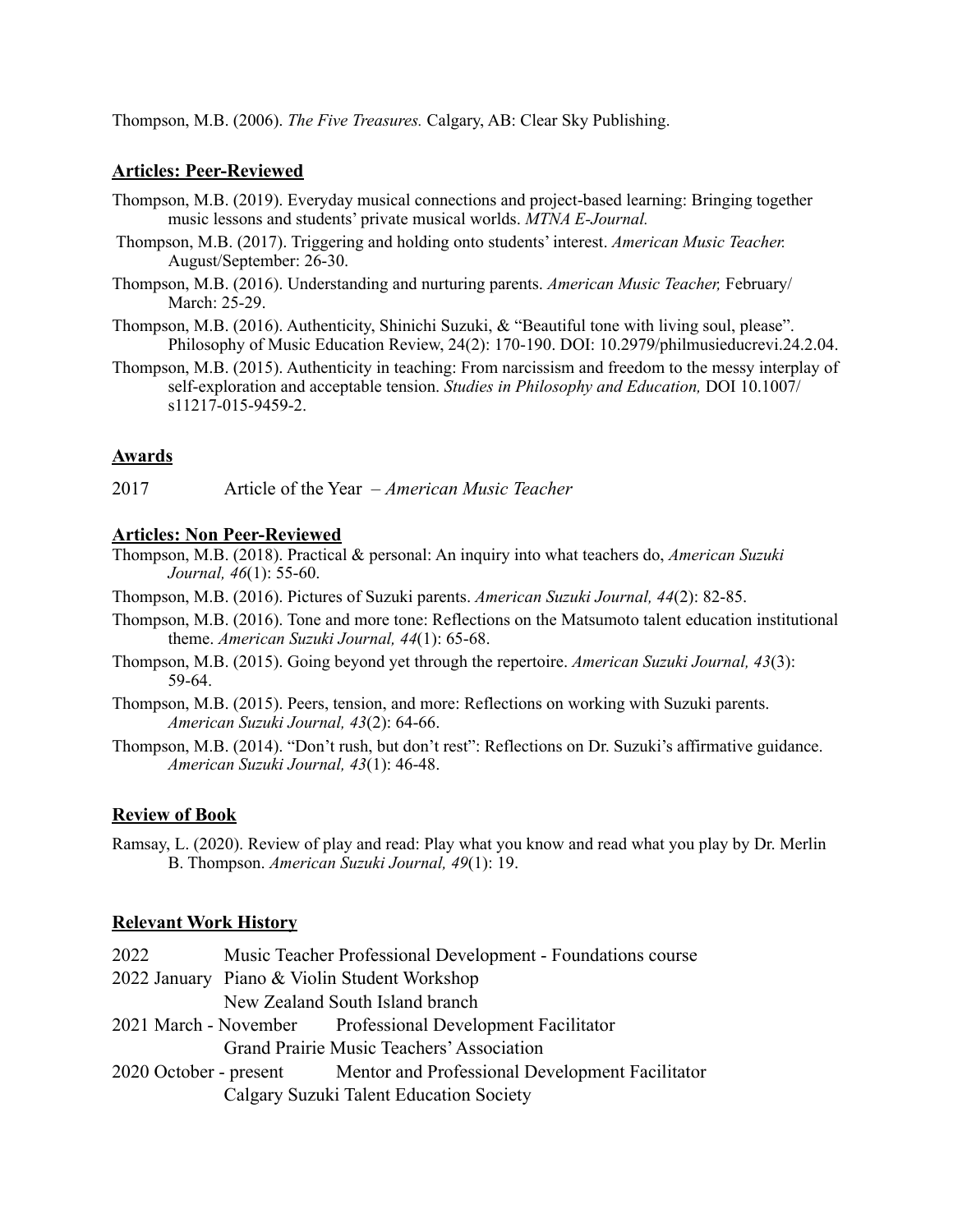Thompson, M.B. (2006). *The Five Treasures.* Calgary, AB: Clear Sky Publishing.

## Articles: Peer-Reviewed

Thompson, M.B. (2019). Everyday musical connections and project-based learning: Bringing together music lessons and students' private musical worlds. *MTNA E-Journal.*

Thompson, M.B. (2017). Triggering and holding onto students' interest. *American Music Teacher.* August/September: 26-30.

Thompson, M.B. (2016). Understanding and nurturing parents. *American Music Teacher,* February/March: 25-29.

Thompson, M.B. (2016). Authenticity, Shinichi Suzuki, & "Beautiful tone with living soul, please". Philosophy of Music Education Review, 24(2): 170-190. DOI: 10.2979/philmusieducrevi.24.2.04.

Thompson, M.B. (2015). Authenticity in teaching: From narcissism and freedom to the messy interplay of self-exploration and acceptable tension. *Studies in Philosophy and Education,* DOI 10.1007/s11217-015-9459-2.

## Awards

2017 Article of the Year – *American Music Teacher*

## Articles: Non Peer-Reviewed

Thompson, M.B. (2018). Practical & personal: An inquiry into what teachers do, *American Suzuki Journal, 46*(1): 55-60.

Thompson, M.B. (2016). Pictures of Suzuki parents. *American Suzuki Journal, 44*(2): 82-85.

Thompson, M.B. (2016). Tone and more tone: Reflections on the Matsumoto talent education institutional theme. *American Suzuki Journal, 44*(1): 65-68.

Thompson, M.B. (2015). Going beyond yet through the repertoire. *American Suzuki Journal, 43*(3): 59-64.

Thompson, M.B. (2015). Peers, tension, and more: Reflections on working with Suzuki parents. *American Suzuki Journal, 43*(2): 64-66.

Thompson, M.B. (2014). "Don't rush, but don't rest": Reflections on Dr. Suzuki's affirmative guidance. *American Suzuki Journal, 43*(1): 46-48.

## Review of Book

Ramsay, L. (2020). Review of play and read: Play what you know and read what you play by Dr. Merlin B. Thompson. *American Suzuki Journal, 49*(1): 19.

## Relevant Work History

2022 Music Teacher Professional Development - Foundations course

2022 January Piano & Violin Student Workshop
New Zealand South Island branch

2021 March - November Professional Development Facilitator
Grand Prairie Music Teachers' Association

2020 October - present Mentor and Professional Development Facilitator
Calgary Suzuki Talent Education Society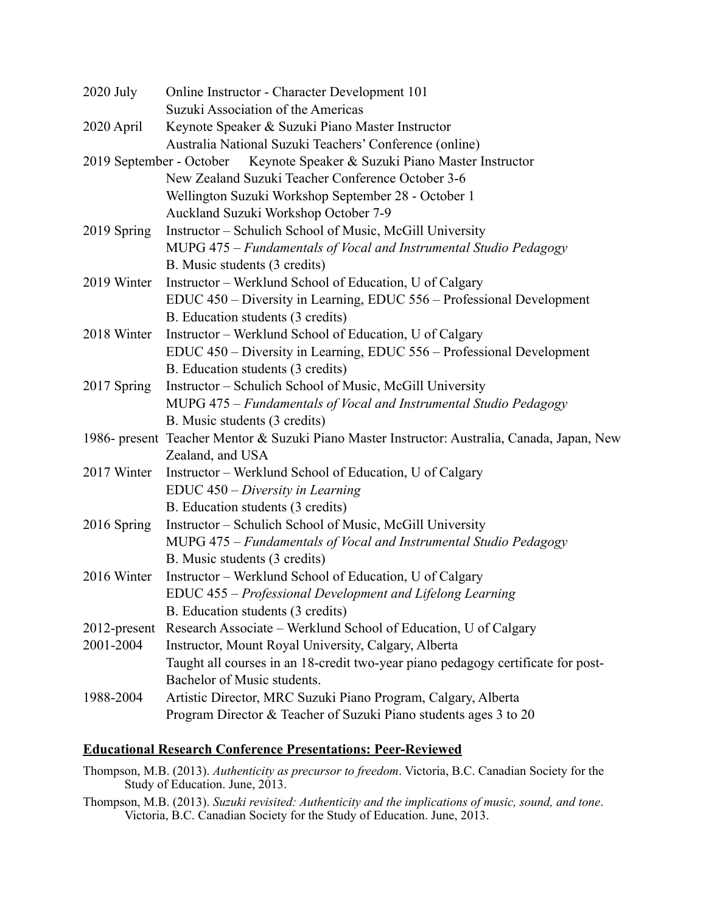2020 July Online Instructor - Character Development 101
Suzuki Association of the Americas

2020 April Keynote Speaker & Suzuki Piano Master Instructor
Australia National Suzuki Teachers' Conference (online)

2019 September - October Keynote Speaker & Suzuki Piano Master Instructor
New Zealand Suzuki Teacher Conference October 3-6
Wellington Suzuki Workshop September 28 - October 1
Auckland Suzuki Workshop October 7-9

2019 Spring Instructor – Schulich School of Music, McGill University
MUPG 475 – *Fundamentals of Vocal and Instrumental Studio Pedagogy*
B. Music students (3 credits)

2019 Winter Instructor – Werklund School of Education, U of Calgary
EDUC 450 – Diversity in Learning, EDUC 556 – Professional Development
B. Education students (3 credits)

2018 Winter Instructor – Werklund School of Education, U of Calgary
EDUC 450 – Diversity in Learning, EDUC 556 – Professional Development
B. Education students (3 credits)

2017 Spring Instructor – Schulich School of Music, McGill University
MUPG 475 – *Fundamentals of Vocal and Instrumental Studio Pedagogy*
B. Music students (3 credits)

1986- present Teacher Mentor & Suzuki Piano Master Instructor: Australia, Canada, Japan, New Zealand, and USA

2017 Winter Instructor – Werklund School of Education, U of Calgary
EDUC 450 – *Diversity in Learning*
B. Education students (3 credits)

2016 Spring Instructor – Schulich School of Music, McGill University
MUPG 475 – *Fundamentals of Vocal and Instrumental Studio Pedagogy*
B. Music students (3 credits)

2016 Winter Instructor – Werklund School of Education, U of Calgary
EDUC 455 – *Professional Development and Lifelong Learning*
B. Education students (3 credits)

2012-present Research Associate – Werklund School of Education, U of Calgary

2001-2004 Instructor, Mount Royal University, Calgary, Alberta
Taught all courses in an 18-credit two-year piano pedagogy certificate for post-Bachelor of Music students.

1988-2004 Artistic Director, MRC Suzuki Piano Program, Calgary, Alberta
Program Director & Teacher of Suzuki Piano students ages 3 to 20

## Educational Research Conference Presentations: Peer-Reviewed

Thompson, M.B. (2013). *Authenticity as precursor to freedom*. Victoria, B.C. Canadian Society for the Study of Education. June, 2013.

Thompson, M.B. (2013). *Suzuki revisited: Authenticity and the implications of music, sound, and tone*. Victoria, B.C. Canadian Society for the Study of Education. June, 2013.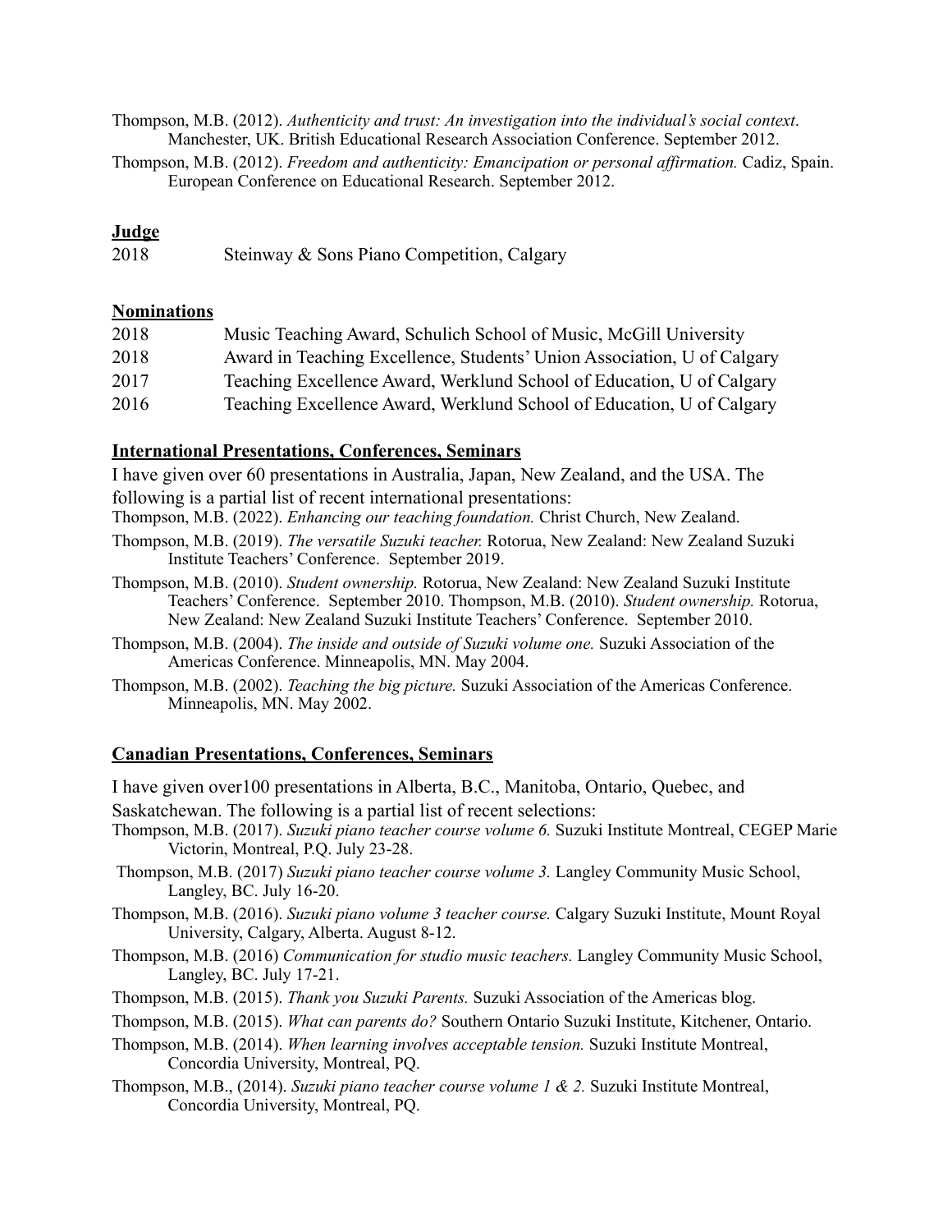Thompson, M.B. (2012). *Authenticity and trust: An investigation into the individual's social context*. Manchester, UK. British Educational Research Association Conference. September 2012.

Thompson, M.B. (2012). *Freedom and authenticity: Emancipation or personal affirmation.* Cadiz, Spain. European Conference on Educational Research. September 2012.

## Judge

2018 Steinway & Sons Piano Competition, Calgary

## Nominations

| | |
|---|---|
| 2018 | Music Teaching Award, Schulich School of Music, McGill University |
| 2018 | Award in Teaching Excellence, Students' Union Association, U of Calgary |
| 2017 | Teaching Excellence Award, Werklund School of Education, U of Calgary |
| 2016 | Teaching Excellence Award, Werklund School of Education, U of Calgary |

## International Presentations, Conferences, Seminars

I have given over 60 presentations in Australia, Japan, New Zealand, and the USA. The following is a partial list of recent international presentations:

Thompson, M.B. (2022). *Enhancing our teaching foundation.* Christ Church, New Zealand.

Thompson, M.B. (2019). *The versatile Suzuki teacher.* Rotorua, New Zealand: New Zealand Suzuki Institute Teachers' Conference. September 2019.

Thompson, M.B. (2010). *Student ownership.* Rotorua, New Zealand: New Zealand Suzuki Institute Teachers' Conference. September 2010. Thompson, M.B. (2010). *Student ownership.* Rotorua, New Zealand: New Zealand Suzuki Institute Teachers' Conference. September 2010.

Thompson, M.B. (2004). *The inside and outside of Suzuki volume one.* Suzuki Association of the Americas Conference. Minneapolis, MN. May 2004.

Thompson, M.B. (2002). *Teaching the big picture.* Suzuki Association of the Americas Conference. Minneapolis, MN. May 2002.

## Canadian Presentations, Conferences, Seminars

I have given over100 presentations in Alberta, B.C., Manitoba, Ontario, Quebec, and Saskatchewan. The following is a partial list of recent selections:

Thompson, M.B. (2017). *Suzuki piano teacher course volume 6.* Suzuki Institute Montreal, CEGEP Marie Victorin, Montreal, P.Q. July 23-28.

Thompson, M.B. (2017) *Suzuki piano teacher course volume 3.* Langley Community Music School, Langley, BC. July 16-20.

Thompson, M.B. (2016). *Suzuki piano volume 3 teacher course.* Calgary Suzuki Institute, Mount Royal University, Calgary, Alberta. August 8-12.

Thompson, M.B. (2016) *Communication for studio music teachers.* Langley Community Music School, Langley, BC. July 17-21.

Thompson, M.B. (2015). *Thank you Suzuki Parents.* Suzuki Association of the Americas blog.

Thompson, M.B. (2015). *What can parents do?* Southern Ontario Suzuki Institute, Kitchener, Ontario.

Thompson, M.B. (2014). *When learning involves acceptable tension.* Suzuki Institute Montreal, Concordia University, Montreal, PQ.

Thompson, M.B., (2014). *Suzuki piano teacher course volume 1 & 2.* Suzuki Institute Montreal, Concordia University, Montreal, PQ.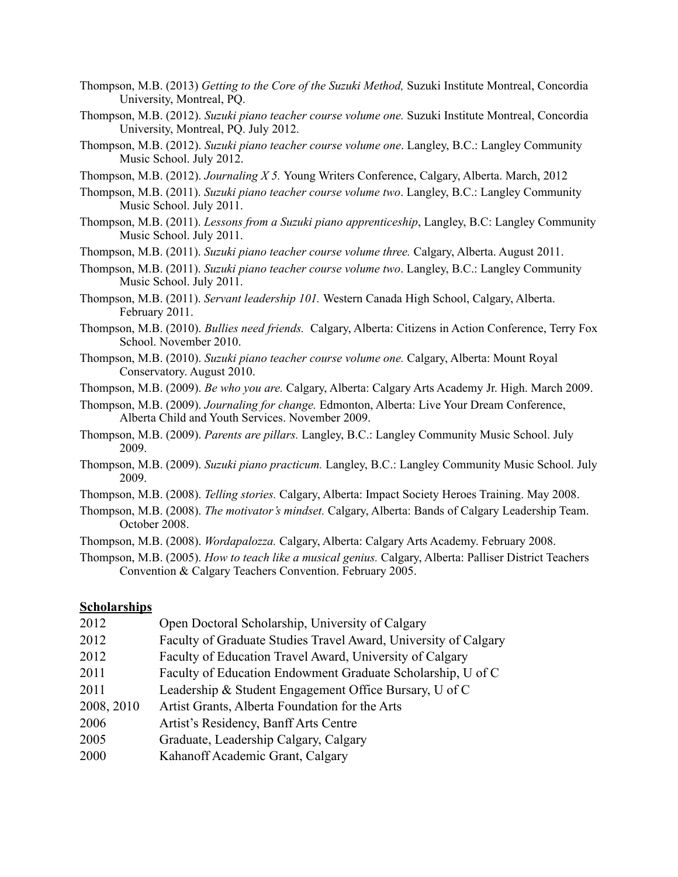Thompson, M.B. (2013) *Getting to the Core of the Suzuki Method,* Suzuki Institute Montreal, Concordia University, Montreal, PQ.

Thompson, M.B. (2012). *Suzuki piano teacher course volume one.* Suzuki Institute Montreal, Concordia University, Montreal, PQ. July 2012.

Thompson, M.B. (2012). *Suzuki piano teacher course volume one*. Langley, B.C.: Langley Community Music School. July 2012.

Thompson, M.B. (2012). *Journaling X 5.* Young Writers Conference, Calgary, Alberta. March, 2012

Thompson, M.B. (2011). *Suzuki piano teacher course volume two*. Langley, B.C.: Langley Community Music School. July 2011.

Thompson, M.B. (2011). *Lessons from a Suzuki piano apprenticeship*, Langley, B.C: Langley Community Music School. July 2011.

Thompson, M.B. (2011). *Suzuki piano teacher course volume three.* Calgary, Alberta. August 2011.

Thompson, M.B. (2011). *Suzuki piano teacher course volume two*. Langley, B.C.: Langley Community Music School. July 2011.

Thompson, M.B. (2011). *Servant leadership 101.* Western Canada High School, Calgary, Alberta. February 2011.

Thompson, M.B. (2010). *Bullies need friends.* Calgary, Alberta: Citizens in Action Conference, Terry Fox School. November 2010.

Thompson, M.B. (2010). *Suzuki piano teacher course volume one.* Calgary, Alberta: Mount Royal Conservatory. August 2010.

Thompson, M.B. (2009). *Be who you are.* Calgary, Alberta: Calgary Arts Academy Jr. High. March 2009.

Thompson, M.B. (2009). *Journaling for change.* Edmonton, Alberta: Live Your Dream Conference, Alberta Child and Youth Services. November 2009.

Thompson, M.B. (2009). *Parents are pillars.* Langley, B.C.: Langley Community Music School. July 2009.

Thompson, M.B. (2009). *Suzuki piano practicum.* Langley, B.C.: Langley Community Music School. July 2009.

Thompson, M.B. (2008). *Telling stories.* Calgary, Alberta: Impact Society Heroes Training. May 2008.

Thompson, M.B. (2008). *The motivator's mindset.* Calgary, Alberta: Bands of Calgary Leadership Team. October 2008.

Thompson, M.B. (2008). *Wordapalozza.* Calgary, Alberta: Calgary Arts Academy. February 2008.

Thompson, M.B. (2005). *How to teach like a musical genius.* Calgary, Alberta: Palliser District Teachers Convention & Calgary Teachers Convention. February 2005.

## Scholarships

| | |
|---|---|
| 2012 | Open Doctoral Scholarship, University of Calgary |
| 2012 | Faculty of Graduate Studies Travel Award, University of Calgary |
| 2012 | Faculty of Education Travel Award, University of Calgary |
| 2011 | Faculty of Education Endowment Graduate Scholarship, U of C |
| 2011 | Leadership & Student Engagement Office Bursary, U of C |
| 2008, 2010 | Artist Grants, Alberta Foundation for the Arts |
| 2006 | Artist's Residency, Banff Arts Centre |
| 2005 | Graduate, Leadership Calgary, Calgary |
| 2000 | Kahanoff Academic Grant, Calgary |